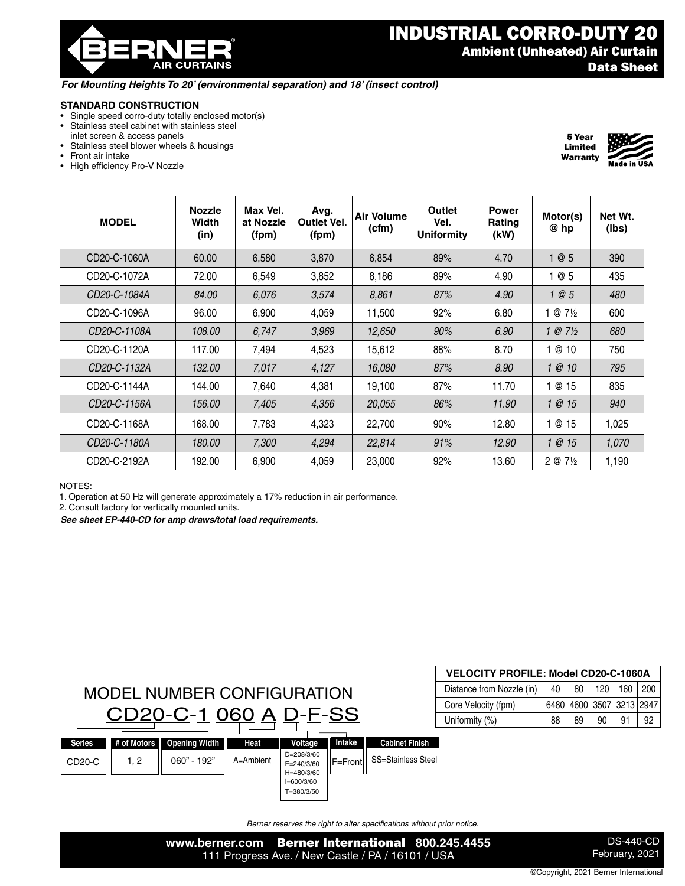# BERNER AIR CURTAINS

# INDUSTRIAL CORRO-DUTY 20

## Ambient (Unheated) Air Curtain Data Sheet

*For Mounting Heights To 20' (environmental separation) and 18' (insect control)*

### STANDARD CONSTRUCTION

- Single speed corro-duty totally enclosed motor(s)
- Stainless steel cabinet with stainless steel inlet screen & access panels
- Stainless steel blower wheels & housings
- Front air intake
- High efficiency Pro-V Nozzle

**5 Year Limited Warranty**

**Made in USA**

| MODEL | Nozzle Width (in) | Max Vel. at Nozzle (fpm) | Avg. Outlet Vel. (fpm) | Air Volume (cfm) | Outlet Vel. Uniformity | Power Rating (kW) | Motor(s) @ hp | Net Wt. (lbs) |
|---|---|---|---|---|---|---|---|---|
| CD20-C-1060A | 60.00 | 6,580 | 3,870 | 6,854 | 89% | 4.70 | 1 @ 5 | 390 |
| CD20-C-1072A | 72.00 | 6,549 | 3,852 | 8,186 | 89% | 4.90 | 1 @ 5 | 435 |
| *CD20-C-1084A* | *84.00* | *6,076* | *3,574* | *8,861* | *87%* | *4.90* | *1 @ 5* | *480* |
| CD20-C-1096A | 96.00 | 6,900 | 4,059 | 11,500 | 92% | 6.80 | 1 @ 7½ | 600 |
| *CD20-C-1108A* | *108.00* | *6,747* | *3,969* | *12,650* | *90%* | *6.90* | *1 @ 7½* | *680* |
| CD20-C-1120A | 117.00 | 7,494 | 4,523 | 15,612 | 88% | 8.70 | 1 @ 10 | 750 |
| *CD20-C-1132A* | *132.00* | *7,017* | *4,127* | *16,080* | *87%* | *8.90* | *1 @ 10* | *795* |
| CD20-C-1144A | 144.00 | 7,640 | 4,381 | 19,100 | 87% | 11.70 | 1 @ 15 | 835 |
| *CD20-C-1156A* | *156.00* | *7,405* | *4,356* | *20,055* | *86%* | *11.90* | *1 @ 15* | *940* |
| CD20-C-1168A | 168.00 | 7,783 | 4,323 | 22,700 | 90% | 12.80 | 1 @ 15 | 1,025 |
| *CD20-C-1180A* | *180.00* | *7,300* | *4,294* | *22,814* | *91%* | *12.90* | *1 @ 15* | *1,070* |
| CD20-C-2192A | 192.00 | 6,900 | 4,059 | 23,000 | 92% | 13.60 | 2 @ 7½ | 1,190 |

NOTES:

1. Operation at 50 Hz will generate approximately a 17% reduction in air performance.
2. Consult factory for vertically mounted units.

***See sheet EP-440-CD for amp draws/total load requirements.***

## MODEL NUMBER CONFIGURATION

CD20-C-1 060 A D-F-SS

| Series | # of Motors | Opening Width | Heat | Voltage | Intake | Cabinet Finish |
|---|---|---|---|---|---|---|
| CD20-C | 1, 2 | 060" - 192" | A=Ambient | D=208/3/60<br>E=240/3/60<br>H=480/3/60<br>I=600/3/60<br>T=380/3/50 | F=Front | SS=Stainless Steel |

| VELOCITY PROFILE: Model CD20-C-1060A | | | | | |
|---|---|---|---|---|---|
| Distance from Nozzle (in) | 40 | 80 | 120 | 160 | 200 |
| Core Velocity (fpm) | 6480 | 4600 | 3507 | 3213 | 2947 |
| Uniformity (%) | 88 | 89 | 90 | 91 | 92 |

*Berner reserves the right to alter specifications without prior notice.*

www.berner.com **Berner International** 800.245.4455
111 Progress Ave. / New Castle / PA / 16101 / USA

DS-440-CD
February, 2021

©Copyright, 2021 Berner International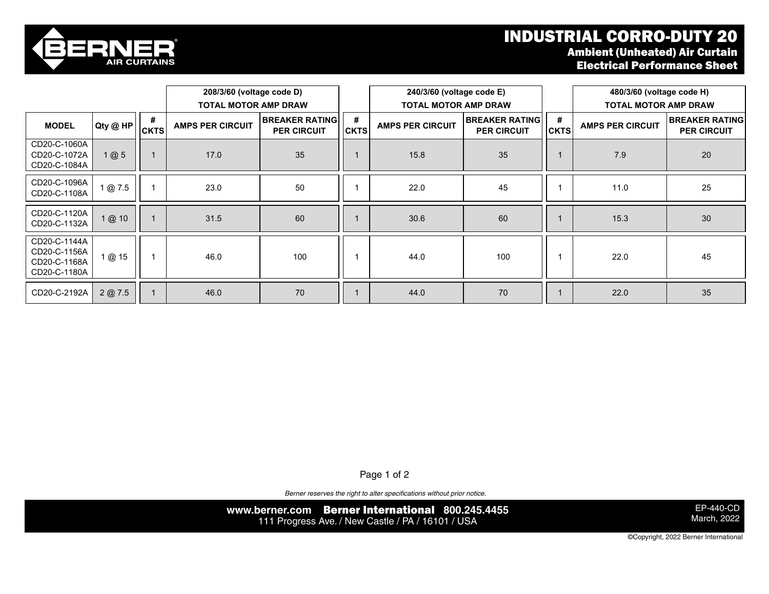# INDUSTRIAL CORRO-DUTY 20

## Ambient (Unheated) Air Curtain

## Electrical Performance Sheet

| | | 208/3/60 (voltage code D) TOTAL MOTOR AMP DRAW | | | 240/3/60 (voltage code E) TOTAL MOTOR AMP DRAW | | | 480/3/60 (voltage code H) TOTAL MOTOR AMP DRAW | | |
|---|---|---|---|---|---|---|---|---|---|---|
| **MODEL** | **Qty @ HP** | **# CKTS** | **AMPS PER CIRCUIT** | **BREAKER RATING PER CIRCUIT** | **# CKTS** | **AMPS PER CIRCUIT** | **BREAKER RATING PER CIRCUIT** | **# CKTS** | **AMPS PER CIRCUIT** | **BREAKER RATING PER CIRCUIT** |
| CD20-C-1060A CD20-C-1072A CD20-C-1084A | 1 @ 5 | 1 | 17.0 | 35 | 1 | 15.8 | 35 | 1 | 7.9 | 20 |
| CD20-C-1096A CD20-C-1108A | 1 @ 7.5 | 1 | 23.0 | 50 | 1 | 22.0 | 45 | 1 | 11.0 | 25 |
| CD20-C-1120A CD20-C-1132A | 1 @ 10 | 1 | 31.5 | 60 | 1 | 30.6 | 60 | 1 | 15.3 | 30 |
| CD20-C-1144A CD20-C-1156A CD20-C-1168A CD20-C-1180A | 1 @ 15 | 1 | 46.0 | 100 | 1 | 44.0 | 100 | 1 | 22.0 | 45 |
| CD20-C-2192A | 2 @ 7.5 | 1 | 46.0 | 70 | 1 | 44.0 | 70 | 1 | 22.0 | 35 |

*Berner reserves the right to alter specifications without prior notice.*

www.berner.com **Berner International** 800.245.4455
111 Progress Ave. / New Castle / PA / 16101 / USA

EP-440-CD
March, 2022

©Copyright, 2022 Berner International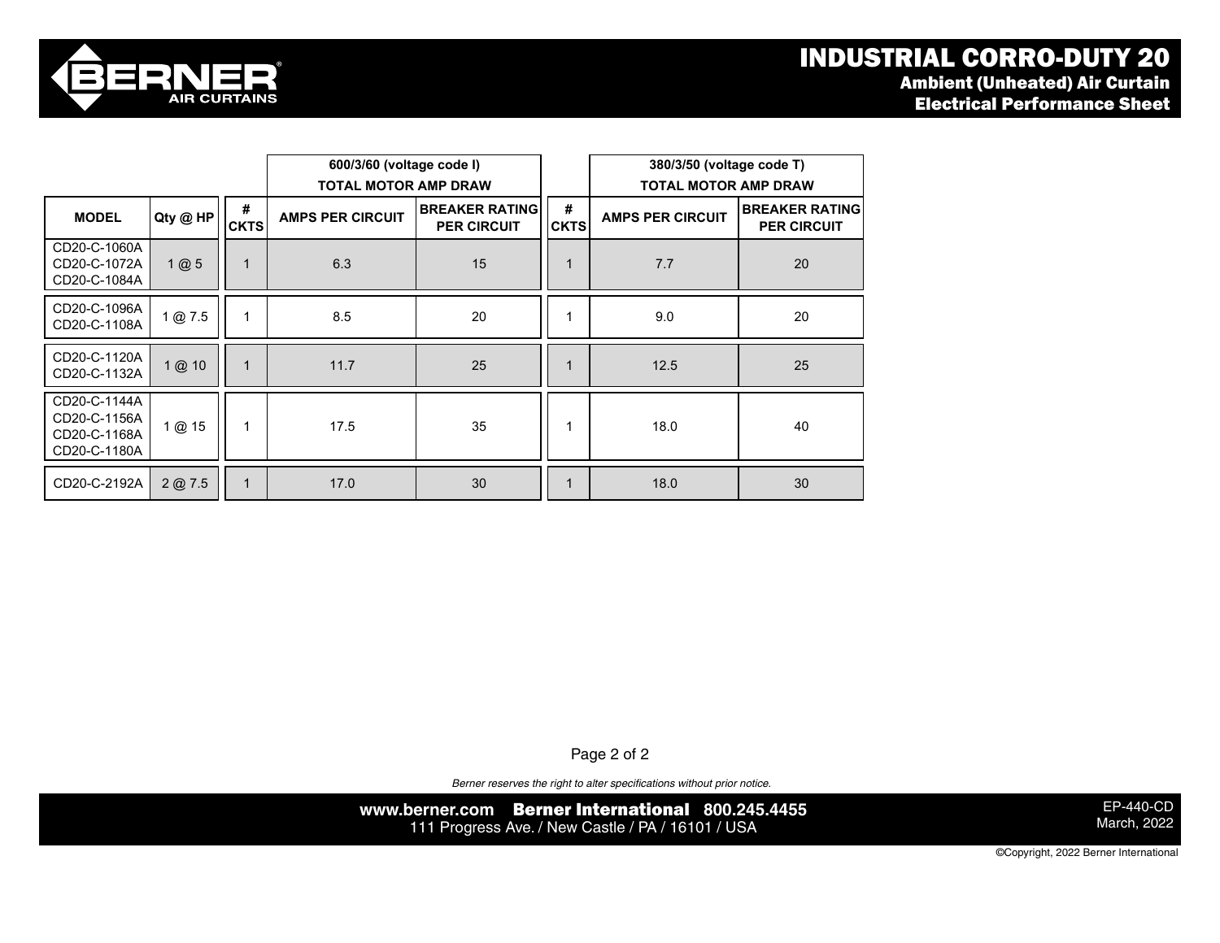# INDUSTRIAL CORRO-DUTY 20

## Ambient (Unheated) Air Curtain

## Electrical Performance Sheet

| | | 600/3/60 (voltage code I) TOTAL MOTOR AMP DRAW | | | 380/3/50 (voltage code T) TOTAL MOTOR AMP DRAW | | |
|---|---|---|---|---|---|---|---|
| MODEL | Qty @ HP | # CKTS | AMPS PER CIRCUIT | BREAKER RATING PER CIRCUIT | # CKTS | AMPS PER CIRCUIT | BREAKER RATING PER CIRCUIT |
| CD20-C-1060A CD20-C-1072A CD20-C-1084A | 1 @ 5 | 1 | 6.3 | 15 | 1 | 7.7 | 20 |
| CD20-C-1096A CD20-C-1108A | 1 @ 7.5 | 1 | 8.5 | 20 | 1 | 9.0 | 20 |
| CD20-C-1120A CD20-C-1132A | 1 @ 10 | 1 | 11.7 | 25 | 1 | 12.5 | 25 |
| CD20-C-1144A CD20-C-1156A CD20-C-1168A CD20-C-1180A | 1 @ 15 | 1 | 17.5 | 35 | 1 | 18.0 | 40 |
| CD20-C-2192A | 2 @ 7.5 | 1 | 17.0 | 30 | 1 | 18.0 | 30 |

*Berner reserves the right to alter specifications without prior notice.*

www.berner.com **Berner International** 800.245.4455
111 Progress Ave. / New Castle / PA / 16101 / USA

EP-440-CD
March, 2022

©Copyright, 2022 Berner International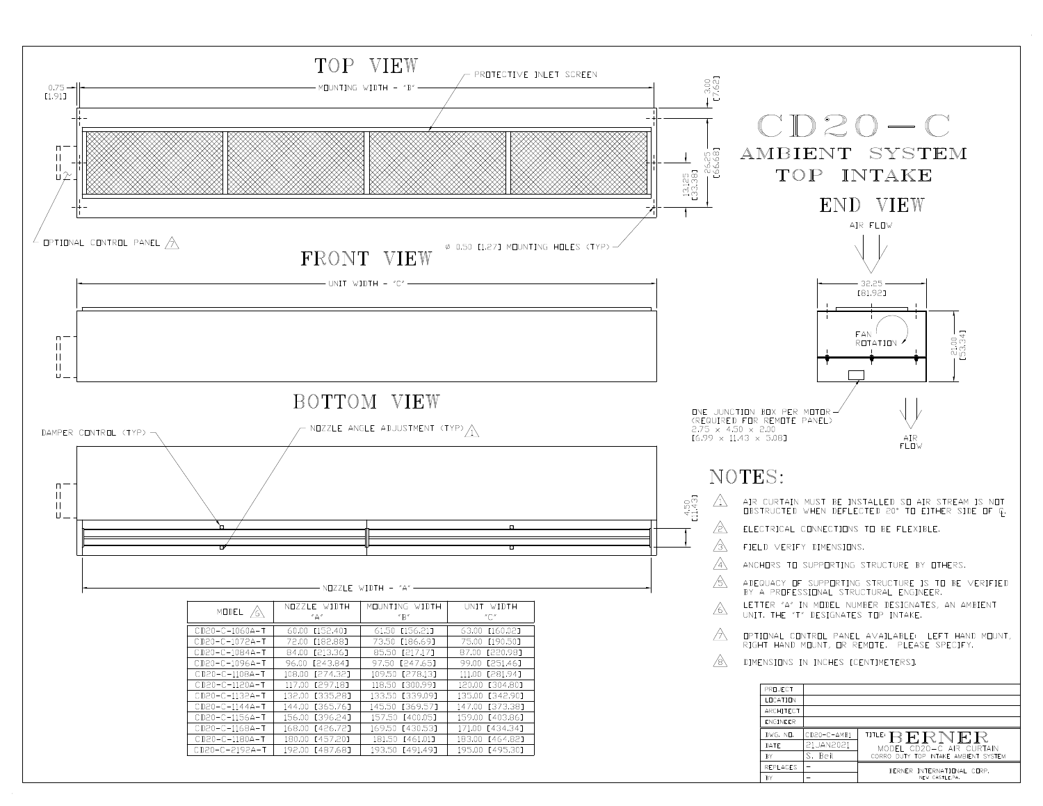# CD20-C

## AMBIENT SYSTEM TOP INTAKE

### TOP VIEW

0.75 [1.91]

MOUNTING WIDTH - "B"

PROTECTIVE INLET SCREEN

3.00 [7.62]

26.25 [66.68]

13.125 [33.38]

OPTIONAL CONTROL PANEL 7

Ø 0.50 [1.27] MOUNTING HOLES (TYP)

### FRONT VIEW

UNIT WIDTH - "C"

### BOTTOM VIEW

DAMPER CONTROL (TYP)

NOZZLE ANGLE ADJUSTMENT (TYP) 1

4.50 [11.43]

NOZZLE WIDTH - "A"

### END VIEW

AIR FLOW

32.25 [81.92]

FAN ROTATION

21.00 [53.34]

ONE JUNCTION BOX PER MOTOR (REQUIRED FOR REMOTE PANEL) 2.75 x 4.50 x 2.00 [6.99 x 11.43 x 5.08]

AIR FLOW

| MODEL 6 | NOZZLE WIDTH "A" | MOUNTING WIDTH "B" | UNIT WIDTH "C" |
|---|---|---|---|
| CD20-C-1060A-T | 60.00 [152.40] | 61.50 [156.21] | 63.00 [160.02] |
| CD20-C-1072A-T | 72.00 [182.88] | 73.50 [186.69] | 75.00 [190.50] |
| CD20-C-1084A-T | 84.00 [213.36] | 85.50 [217.17] | 87.00 [220.98] |
| CD20-C-1096A-T | 96.00 [243.84] | 97.50 [247.65] | 99.00 [251.46] |
| CD20-C-1108A-T | 108.00 [274.32] | 109.50 [278.13] | 111.00 [281.94] |
| CD20-C-1120A-T | 117.00 [297.18] | 118.50 [300.99] | 120.00 [304.80] |
| CD20-C-1132A-T | 132.00 [335.28] | 133.50 [339.09] | 135.00 [342.90] |
| CD20-C-1144A-T | 144.00 [365.76] | 145.50 [369.57] | 147.00 [373.38] |
| CD20-C-1156A-T | 156.00 [396.24] | 157.50 [400.05] | 159.00 [403.86] |
| CD20-C-1168A-T | 168.00 [426.72] | 169.50 [430.53] | 171.00 [434.34] |
| CD20-C-1180A-T | 180.00 [457.20] | 181.50 [461.01] | 183.00 [464.82] |
| CD20-C-2192A-T | 192.00 [487.68] | 193.50 [491.49] | 195.00 [495.30] |

## NOTES:

1. AIR CURTAIN MUST BE INSTALLED SO AIR STREAM IS NOT OBSTRUCTED WHEN DEFLECTED 20° TO EITHER SIDE OF ℄.
2. ELECTRICAL CONNECTIONS TO BE FLEXIBLE.
3. FIELD VERIFY DIMENSIONS.
4. ANCHORS TO SUPPORTING STRUCTURE BY OTHERS.
5. ADEQUACY OF SUPPORTING STRUCTURE IS TO BE VERIFIED BY A PROFESSIONAL STRUCTURAL ENGINEER.
6. LETTER "A" IN MODEL NUMBER DESIGNATES, AN AMBIENT UNIT. THE "T" DESIGNATES TOP INTAKE.
7. OPTIONAL CONTROL PANEL AVAILABLE: LEFT HAND MOUNT, RIGHT HAND MOUNT, OR REMOTE. PLEASE SPECIFY.
8. DIMENSIONS IN INCHES [CENTIMETERS].

| PROJECT | |
|---|---|
| LOCATION | |
| ARCHITECT | |
| ENGINEER | |

| DWG. NO. | CD20-C-AMBI | TITLE: BERNER MODEL CD20-C AIR CURTAIN CORRO DUTY TOP INTAKE AMBIENT SYSTEM |
|---|---|---|
| DATE | 21JAN2021 | |
| BY | S. Beil | |
| REPLACES | - | BERNER INTERNATIONAL CORP. NEW CASTLE,PA. |
| BY | - | |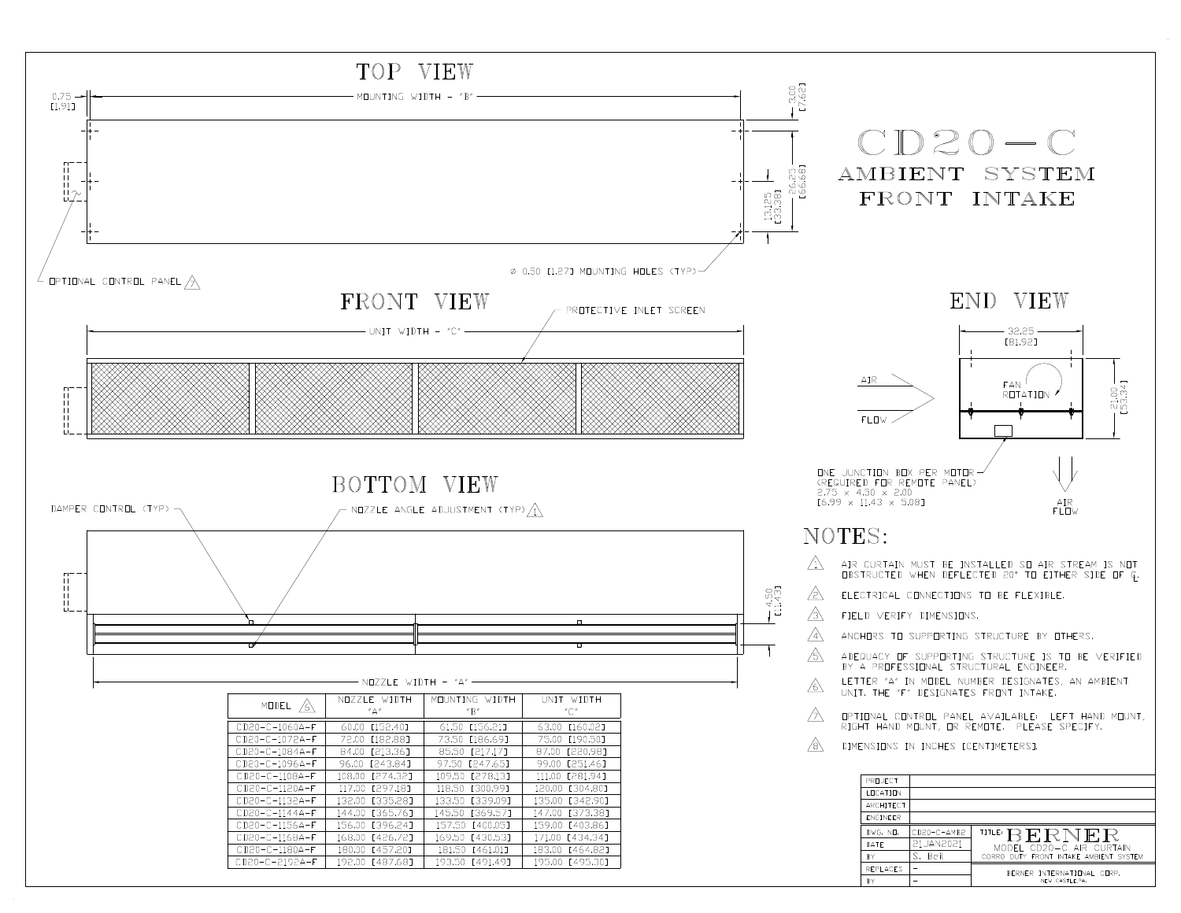# CD20-C
## AMBIENT SYSTEM FRONT INTAKE

### TOP VIEW

0.75 [1.91]

MOUNTING WIDTH - "B"

3.00 [7.62]

26.25 [66.68]

13.125 [33.38]

OPTIONAL CONTROL PANEL 7

Ø 0.50 [1.27] MOUNTING HOLES (TYP)

### FRONT VIEW

UNIT WIDTH - "C"

PROTECTIVE INLET SCREEN

### END VIEW

32.25 [81.92]

21.00 [53.34]

AIR FLOW

FAN ROTATION

ONE JUNCTION BOX PER MOTOR (REQUIRED FOR REMOTE PANEL) 2.75 x 4.50 x 2.00 [6.99 x 11.43 x 5.08]

AIR FLOW

### BOTTOM VIEW

DAMPER CONTROL (TYP)

NOZZLE ANGLE ADJUSTMENT (TYP) 1

4.50 [11.43]

NOZZLE WIDTH - "A"

| MODEL 5 | NOZZLE WIDTH "A" | MOUNTING WIDTH "B" | UNIT WIDTH "C" |
|---|---|---|---|
| CD20-C-1060A-F | 60.00 [152.40] | 61.50 [156.21] | 63.00 [160.02] |
| CD20-C-1072A-F | 72.00 [182.88] | 73.50 [186.69] | 75.00 [190.50] |
| CD20-C-1084A-F | 84.00 [213.36] | 85.50 [217.17] | 87.00 [220.98] |
| CD20-C-1096A-F | 96.00 [243.84] | 97.50 [247.65] | 99.00 [251.46] |
| CD20-C-1108A-F | 108.00 [274.32] | 109.50 [278.13] | 111.00 [281.94] |
| CD20-C-1120A-F | 117.00 [297.18] | 118.50 [300.99] | 120.00 [304.80] |
| CD20-C-1132A-F | 132.00 [335.28] | 133.50 [339.09] | 135.00 [342.90] |
| CD20-C-1144A-F | 144.00 [365.76] | 145.50 [369.57] | 147.00 [373.38] |
| CD20-C-1156A-F | 156.00 [396.24] | 157.50 [400.05] | 159.00 [403.86] |
| CD20-C-1168A-F | 168.00 [426.72] | 169.50 [430.53] | 171.00 [434.34] |
| CD20-C-1180A-F | 180.00 [457.20] | 181.50 [461.01] | 183.00 [464.82] |
| CD20-C-2192A-F | 192.00 [487.68] | 193.50 [491.49] | 195.00 [495.30] |

## NOTES:

1. AIR CURTAIN MUST BE INSTALLED SO AIR STREAM IS NOT OBSTRUCTED WHEN DEFLECTED 20° TO EITHER SIDE OF ℄.
2. ELECTRICAL CONNECTIONS TO BE FLEXIBLE.
3. FIELD VERIFY DIMENSIONS.
4. ANCHORS TO SUPPORTING STRUCTURE BY OTHERS.
5. ADEQUACY OF SUPPORTING STRUCTURE IS TO BE VERIFIED BY A PROFESSIONAL STRUCTURAL ENGINEER.
6. LETTER "A" IN MODEL NUMBER DESIGNATES, AN AMBIENT UNIT. THE "F" DESIGNATES FRONT INTAKE.
7. OPTIONAL CONTROL PANEL AVAILABLE: LEFT HAND MOUNT, RIGHT HAND MOUNT, OR REMOTE. PLEASE SPECIFY.
8. DIMENSIONS IN INCHES [CENTIMETERS].

| | |
|---|---|
| PROJECT | |
| LOCATION | |
| ARCHITECT | |
| ENGINEER | |
| DWG. NO. | CD20-C-AMB2 |
| DATE | 21JAN2021 |
| BY | S. Beil |
| REPLACES | - |
| BY | - |

TITLE: BERNER
MODEL CD20-C AIR CURTAIN
CORRO DUTY FRONT INTAKE AMBIENT SYSTEM

BERNER INTERNATIONAL CORP.
NEW CASTLE, PA.